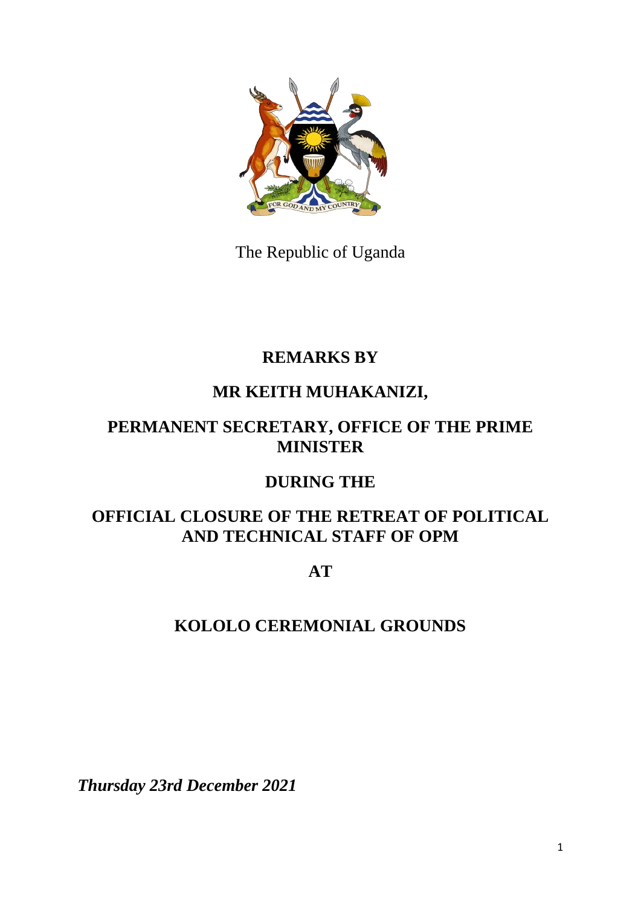The Republic of Uganda

**REMARKS BY**

**MR KEITH MUHAKANIZI,**

**PERMANENT SECRETARY, OFFICE OF THE PRIME MINISTER**

**DURING THE**

**OFFICIAL CLOSURE OF THE RETREAT OF POLITICAL AND TECHNICAL STAFF OF OPM**

**AT**

**KOLOLO CEREMONIAL GROUNDS**

***Thursday 23rd December 2021***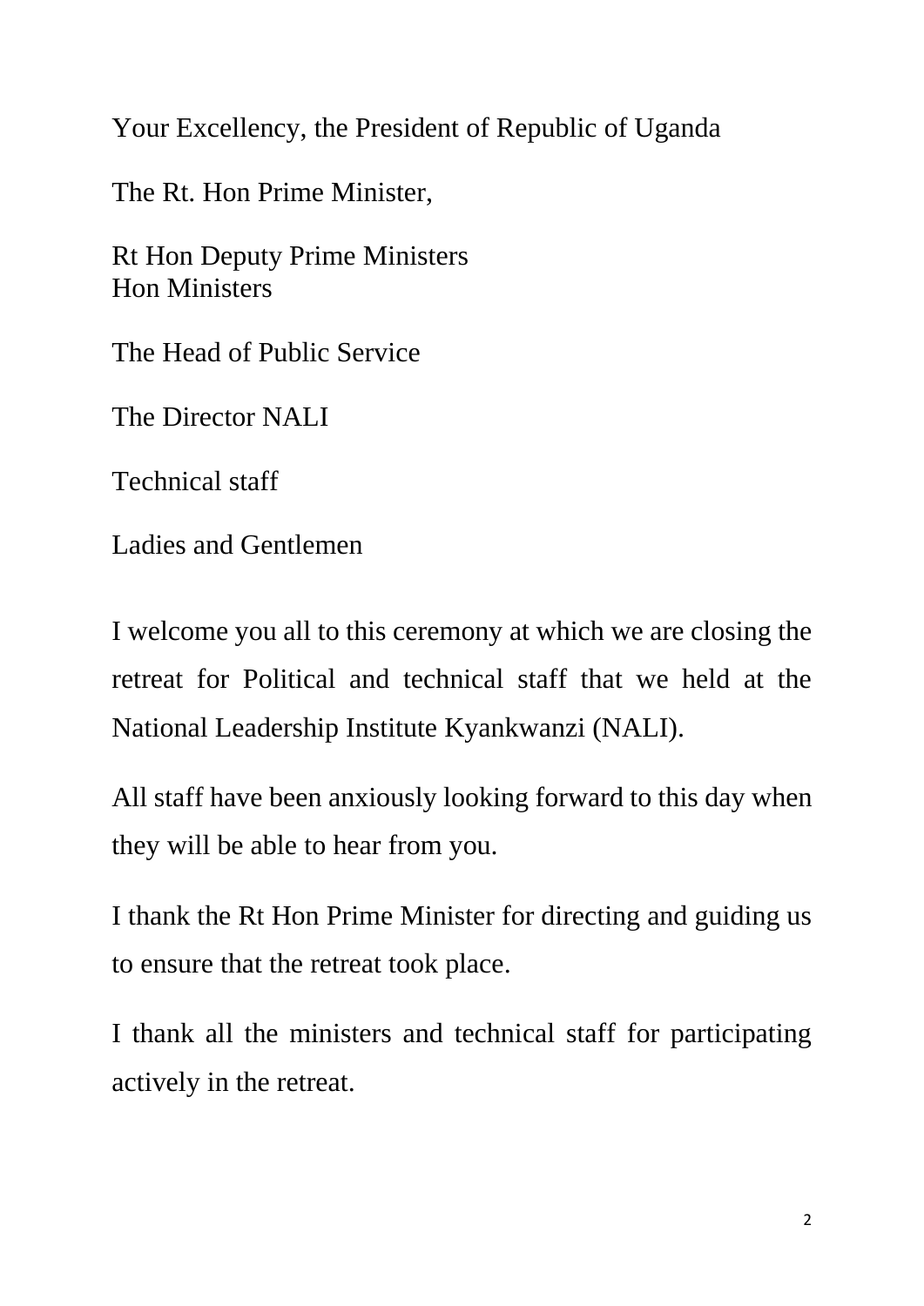Your Excellency, the President of Republic of Uganda

The Rt. Hon Prime Minister,

Rt Hon Deputy Prime Ministers
Hon Ministers

The Head of Public Service

The Director NALI

Technical staff

Ladies and Gentlemen

I welcome you all to this ceremony at which we are closing the retreat for Political and technical staff that we held at the National Leadership Institute Kyankwanzi (NALI).

All staff have been anxiously looking forward to this day when they will be able to hear from you.

I thank the Rt Hon Prime Minister for directing and guiding us to ensure that the retreat took place.

I thank all the ministers and technical staff for participating actively in the retreat.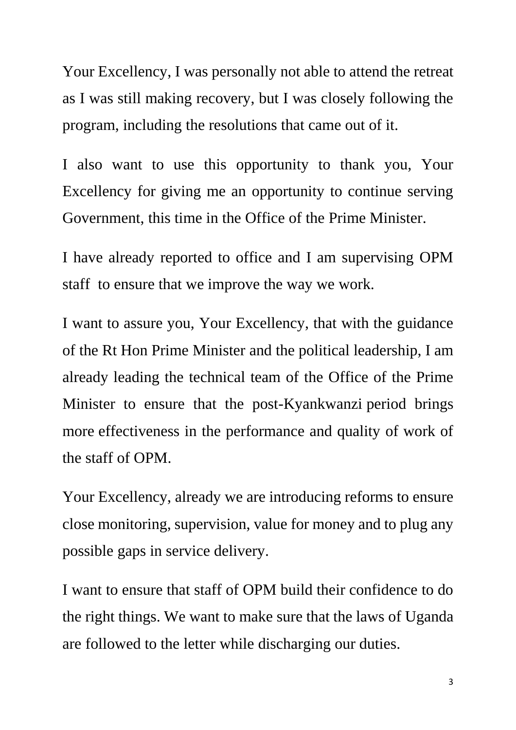Your Excellency, I was personally not able to attend the retreat as I was still making recovery, but I was closely following the program, including the resolutions that came out of it.

I also want to use this opportunity to thank you, Your Excellency for giving me an opportunity to continue serving Government, this time in the Office of the Prime Minister.

I have already reported to office and I am supervising OPM staff to ensure that we improve the way we work.

I want to assure you, Your Excellency, that with the guidance of the Rt Hon Prime Minister and the political leadership, I am already leading the technical team of the Office of the Prime Minister to ensure that the post-Kyankwanzi period brings more effectiveness in the performance and quality of work of the staff of OPM.

Your Excellency, already we are introducing reforms to ensure close monitoring, supervision, value for money and to plug any possible gaps in service delivery.

I want to ensure that staff of OPM build their confidence to do the right things. We want to make sure that the laws of Uganda are followed to the letter while discharging our duties.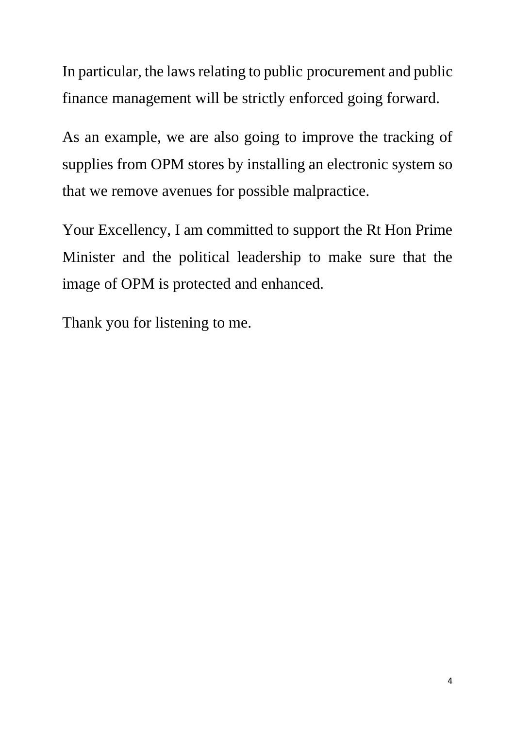In particular, the laws relating to public procurement and public finance management will be strictly enforced going forward.

As an example, we are also going to improve the tracking of supplies from OPM stores by installing an electronic system so that we remove avenues for possible malpractice.

Your Excellency, I am committed to support the Rt Hon Prime Minister and the political leadership to make sure that the image of OPM is protected and enhanced.

Thank you for listening to me.